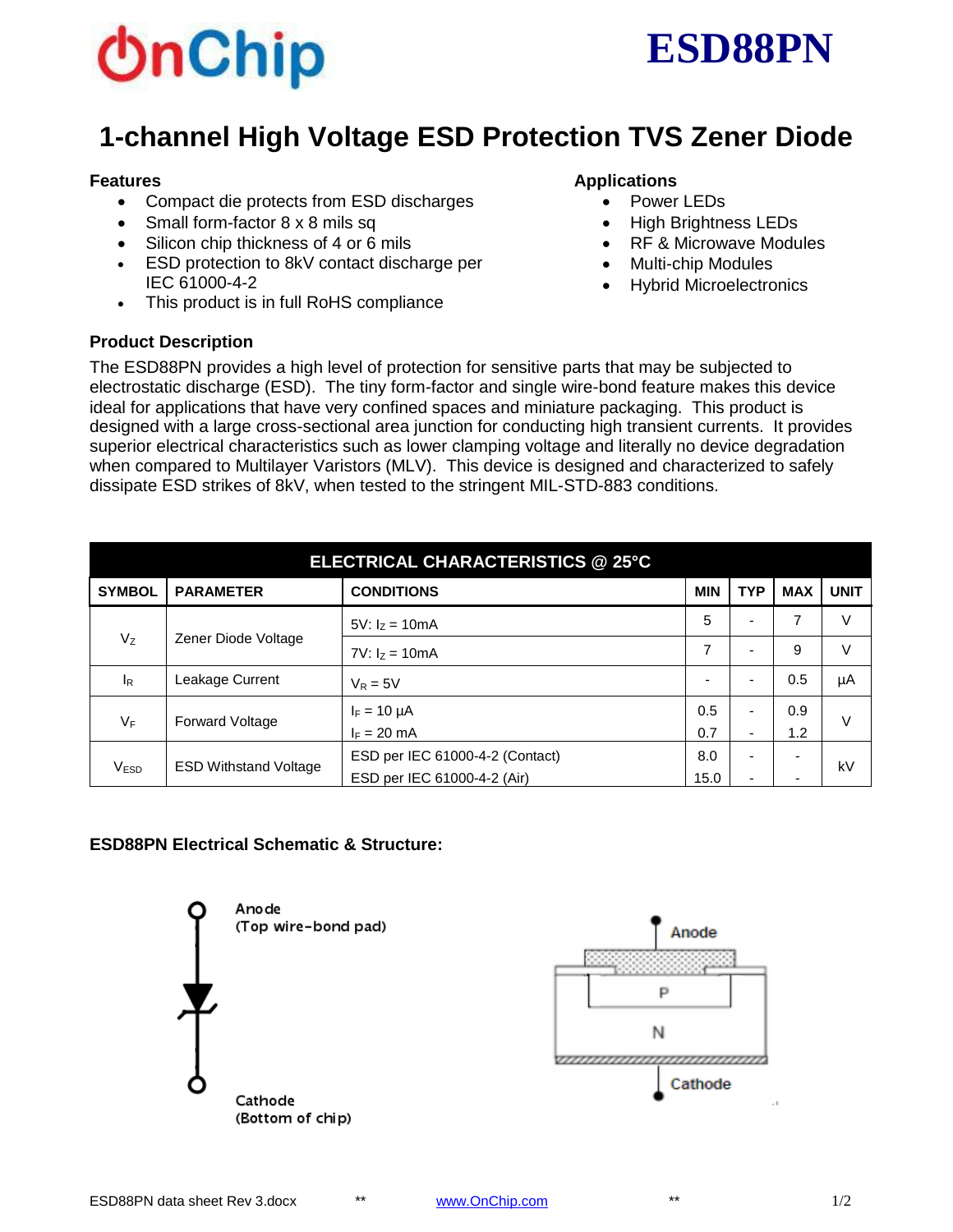# ESD88PN

## 1-channel High Voltage ESD Protection TVS Zener Diode

### Features

- Compact die protects from ESD discharges
- Small form-factor 8 x 8 mils sq
- Silicon chip thickness of 4 or 6 mils
- ESD protection to 8kV contact discharge per IEC 61000-4-2
- This product is in full RoHS compliance

### Applications

- Power LEDs
- High Brightness LEDs
- RF & Microwave Modules
- Multi-chip Modules
- Hybrid Microelectronics

### Product Description

The ESD88PN provides a high level of protection for sensitive parts that may be subjected to electrostatic discharge (ESD). The tiny form-factor and single wire-bond feature makes this device ideal for applications that have very confined spaces and miniature packaging. This product is designed with a large cross-sectional area junction for conducting high transient currents. It provides superior electrical characteristics such as lower clamping voltage and literally no device degradation when compared to Multilayer Varistors (MLV). This device is designed and characterized to safely dissipate ESD strikes of 8kV, when tested to the stringent MIL-STD-883 conditions.

| ELECTRICAL CHARACTERISTICS @ 25°C | | | | | | |
|---|---|---|---|---|---|---|
| SYMBOL | PARAMETER | CONDITIONS | MIN | TYP | MAX | UNIT |
| $V_Z$ | Zener Diode Voltage | 5V: $I_Z$ = 10mA | 5 | - | 7 | V |
| | | 7V: $I_Z$ = 10mA | 7 | - | 9 | V |
| $I_R$ | Leakage Current | $V_R$ = 5V | - | - | 0.5 | µA |
| $V_F$ | Forward Voltage | $I_F$ = 10 µA | 0.5 | - | 0.9 | V |
| | | $I_F$ = 20 mA | 0.7 | - | 1.2 | V |
| $V_{ESD}$ | ESD Withstand Voltage | ESD per IEC 61000-4-2 (Contact) | 8.0 | - | - | kV |
| | | ESD per IEC 61000-4-2 (Air) | 15.0 | - | - | kV |

### ESD88PN Electrical Schematic & Structure:

Anode
(Top wire-bond pad)

Cathode
(Bottom of chip)

Anode

P

N

Cathode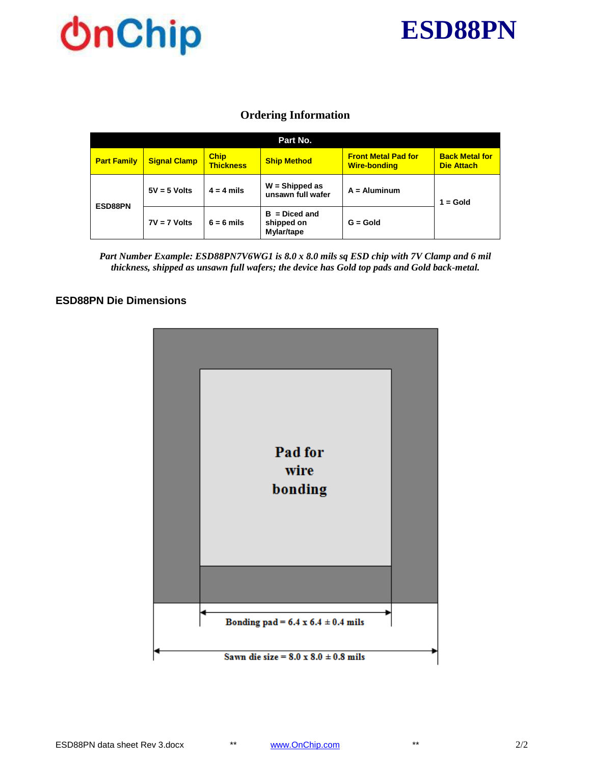# ESD88PN

## Ordering Information

| Part No. | | | | | |
|---|---|---|---|---|---|
| **Part Family** | **Signal Clamp** | **Chip Thickness** | **Ship Method** | **Front Metal Pad for Wire-bonding** | **Back Metal for Die Attach** |
| ESD88PN | 5V = 5 Volts | 4 = 4 mils | W = Shipped as unsawn full wafer | A = Aluminum | 1 = Gold |
| | 7V = 7 Volts | 6 = 6 mils | B = Diced and shipped on Mylar/tape | G = Gold | |

*Part Number Example: ESD88PN7V6WG1 is 8.0 x 8.0 mils sq ESD chip with 7V Clamp and 6 mil thickness, shipped as unsawn full wafers; the device has Gold top pads and Gold back-metal.*

### ESD88PN Die Dimensions

Pad for wire bonding

Bonding pad = 6.4 x 6.4 ± 0.4 mils

Sawn die size = 8.0 x 8.0 ± 0.8 mils

ESD88PN data sheet Rev 3.docx ** www.OnChip.com **